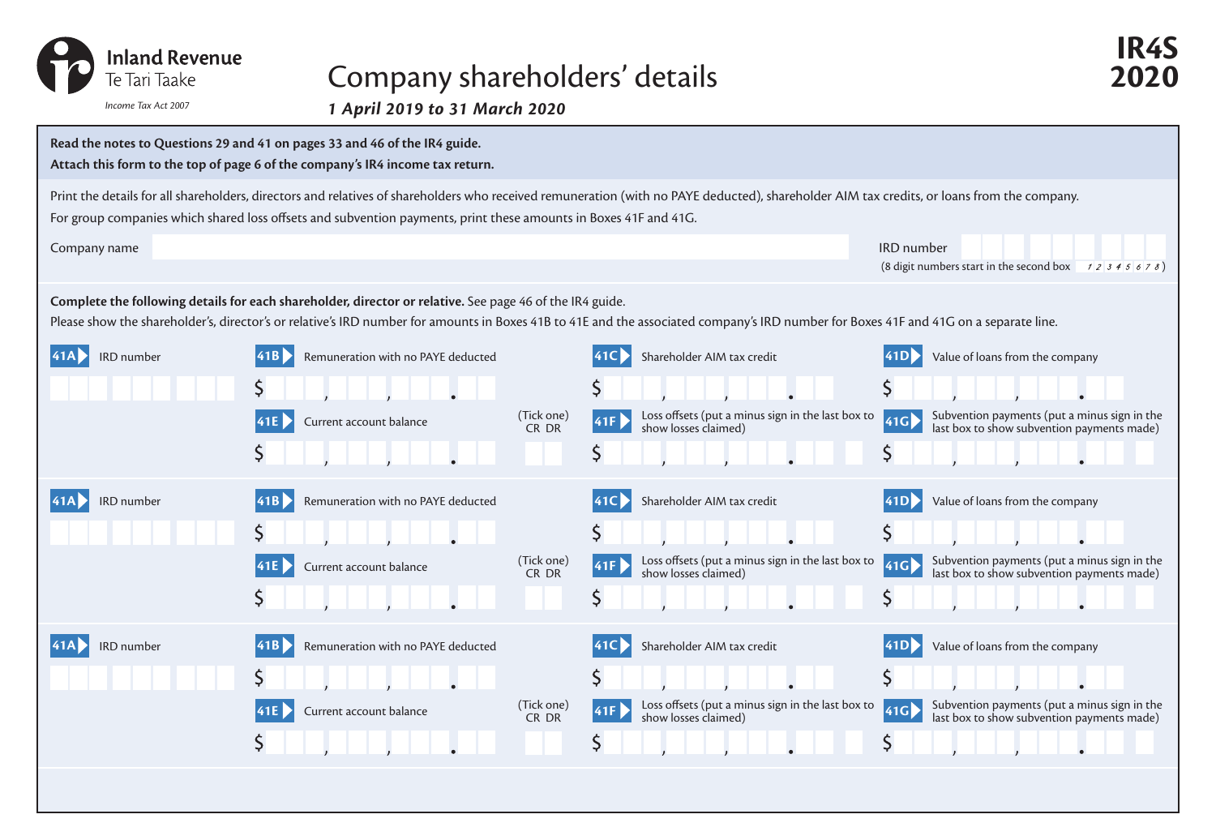Inland Revenue
Te Tari Taake

*Income Tax Act 2007*

# Company shareholders' details

**IR4S 2020**

***1 April 2019 to 31 March 2020***

**Read the notes to Questions 29 and 41 on pages 33 and 46 of the IR4 guide.**

**Attach this form to the top of page 6 of the company's IR4 income tax return.**

Print the details for all shareholders, directors and relatives of shareholders who received remuneration (with no PAYE deducted), shareholder AIM tax credits, or loans from the company.

For group companies which shared loss offsets and subvention payments, print these amounts in Boxes 41F and 41G.

Company name

IRD number
(8 digit numbers start in the second box 1 2 3 4 5 6 7 8)

**Complete the following details for each shareholder, director or relative.** See page 46 of the IR4 guide.

Please show the shareholder's, director's or relative's IRD number for amounts in Boxes 41B to 41E and the associated company's IRD number for Boxes 41F and 41G on a separate line.

| Box | Field | Value |
|---|---|---|
| 41A | IRD number | |
| 41B | Remuneration with no PAYE deducted | $ |
| 41C | Shareholder AIM tax credit | $ |
| 41D | Value of loans from the company | $ |
| 41E | Current account balance (Tick one: CR DR) | $ |
| 41F | Loss offsets (put a minus sign in the last box to show losses claimed) | $ |
| 41G | Subvention payments (put a minus sign in the last box to show subvention payments made) | $ |

| Box | Field | Value |
|---|---|---|
| 41A | IRD number | |
| 41B | Remuneration with no PAYE deducted | $ |
| 41C | Shareholder AIM tax credit | $ |
| 41D | Value of loans from the company | $ |
| 41E | Current account balance (Tick one: CR DR) | $ |
| 41F | Loss offsets (put a minus sign in the last box to show losses claimed) | $ |
| 41G | Subvention payments (put a minus sign in the last box to show subvention payments made) | $ |

| Box | Field | Value |
|---|---|---|
| 41A | IRD number | |
| 41B | Remuneration with no PAYE deducted | $ |
| 41C | Shareholder AIM tax credit | $ |
| 41D | Value of loans from the company | $ |
| 41E | Current account balance (Tick one: CR DR) | $ |
| 41F | Loss offsets (put a minus sign in the last box to show losses claimed) | $ |
| 41G | Subvention payments (put a minus sign in the last box to show subvention payments made) | $ |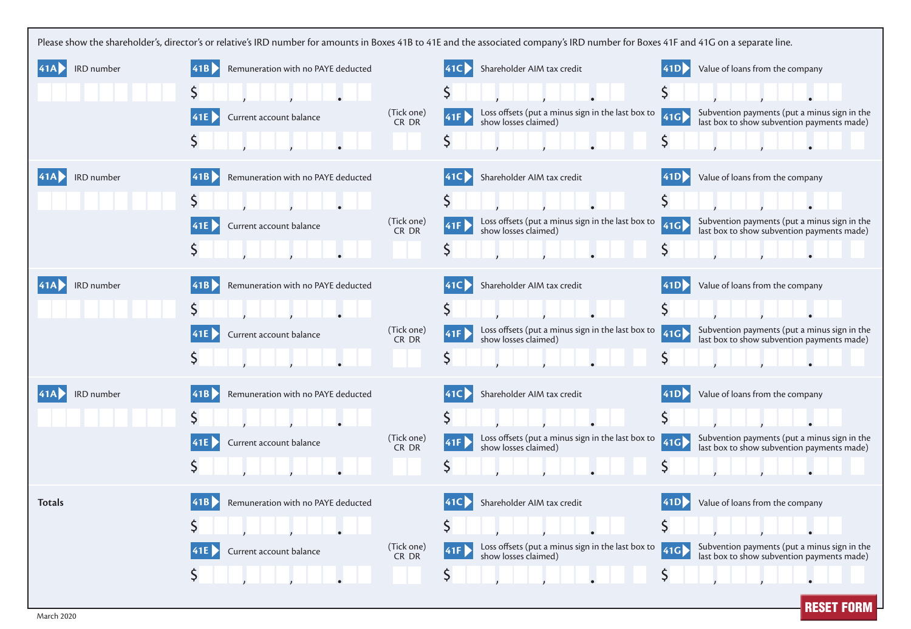Please show the shareholder's, director's or relative's IRD number for amounts in Boxes 41B to 41E and the associated company's IRD number for Boxes 41F and 41G on a separate line.

**41A** IRD number

**41B** Remuneration with no PAYE deducted $ , , .

**41C** Shareholder AIM tax credit $ , , .

**41D** Value of loans from the company $ , , .

**41E** Current account balance $ , , . (Tick one) CR DR

**41F** Loss offsets (put a minus sign in the last box to show losses claimed) $ , , .

**41G** Subvention payments (put a minus sign in the last box to show subvention payments made) $ , , .

**41A** IRD number

**41B** Remuneration with no PAYE deducted $ , , .

**41C** Shareholder AIM tax credit $ , , .

**41D** Value of loans from the company $ , , .

**41E** Current account balance $ , , . (Tick one) CR DR

**41F** Loss offsets (put a minus sign in the last box to show losses claimed) $ , , .

**41G** Subvention payments (put a minus sign in the last box to show subvention payments made) $ , , .

**41A** IRD number

**41B** Remuneration with no PAYE deducted $ , , .

**41C** Shareholder AIM tax credit $ , , .

**41D** Value of loans from the company $ , , .

**41E** Current account balance $ , , . (Tick one) CR DR

**41F** Loss offsets (put a minus sign in the last box to show losses claimed) $ , , .

**41G** Subvention payments (put a minus sign in the last box to show subvention payments made) $ , , .

**41A** IRD number

**41B** Remuneration with no PAYE deducted $ , , .

**41C** Shareholder AIM tax credit $ , , .

**41D** Value of loans from the company $ , , .

**41E** Current account balance $ , , . (Tick one) CR DR

**41F** Loss offsets (put a minus sign in the last box to show losses claimed) $ , , .

**41G** Subvention payments (put a minus sign in the last box to show subvention payments made) $ , , .

**Totals**

**41B** Remuneration with no PAYE deducted $ , , .

**41C** Shareholder AIM tax credit $ , , .

**41D** Value of loans from the company $ , , .

**41E** Current account balance $ , , . (Tick one) CR DR

**41F** Loss offsets (put a minus sign in the last box to show losses claimed) $ , , .

**41G** Subvention payments (put a minus sign in the last box to show subvention payments made) $ , , .

RESET FORM

March 2020